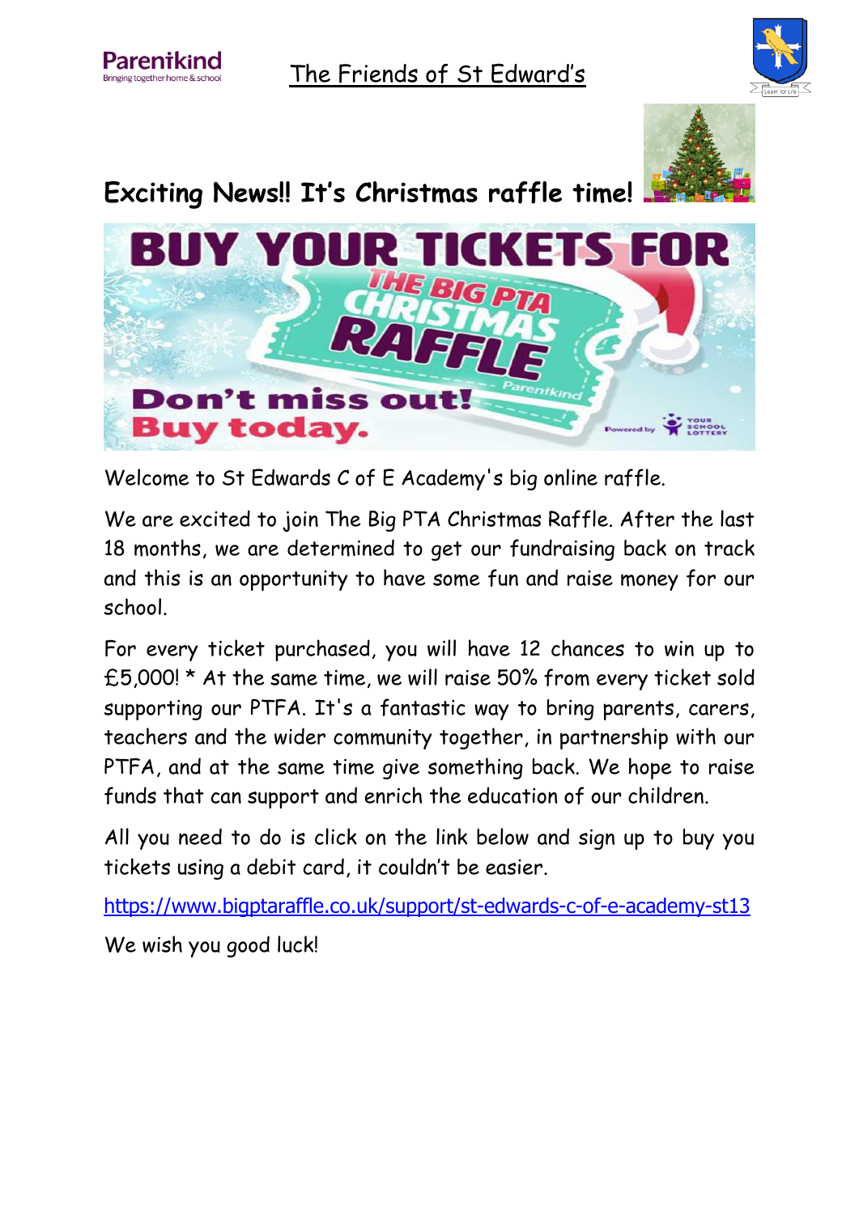Parentkind
Bringing together home & school

# The Friends of St Edward's

## Exciting News!! It's Christmas raffle time!

BUY YOUR TICKETS FOR THE BIG PTA CHRISTMAS RAFFLE

Don't miss out! Buy today.

Welcome to St Edwards C of E Academy's big online raffle.

We are excited to join The Big PTA Christmas Raffle. After the last 18 months, we are determined to get our fundraising back on track and this is an opportunity to have some fun and raise money for our school.

For every ticket purchased, you will have 12 chances to win up to £5,000! * At the same time, we will raise 50% from every ticket sold supporting our PTFA. It's a fantastic way to bring parents, carers, teachers and the wider community together, in partnership with our PTFA, and at the same time give something back. We hope to raise funds that can support and enrich the education of our children.

All you need to do is click on the link below and sign up to buy you tickets using a debit card, it couldn't be easier.

https://www.bigptaraffle.co.uk/support/st-edwards-c-of-e-academy-st13

We wish you good luck!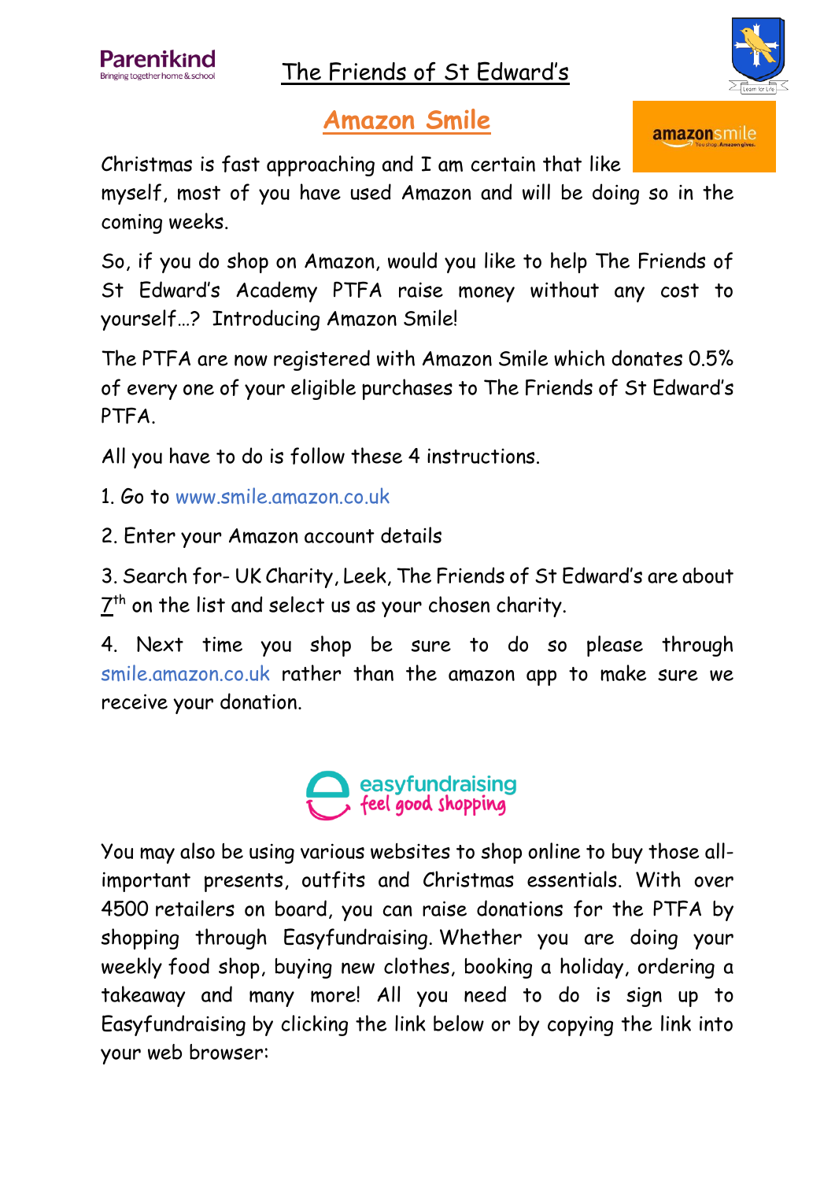Parentkind
Bringing together home & school

The Friends of St Edward's

# Amazon Smile

Christmas is fast approaching and I am certain that like myself, most of you have used Amazon and will be doing so in the coming weeks.

So, if you do shop on Amazon, would you like to help The Friends of St Edward's Academy PTFA raise money without any cost to yourself…? Introducing Amazon Smile!

The PTFA are now registered with Amazon Smile which donates 0.5% of every one of your eligible purchases to The Friends of St Edward's PTFA.

All you have to do is follow these 4 instructions.

1. Go to www.smile.amazon.co.uk

2. Enter your Amazon account details

3. Search for- UK Charity, Leek, The Friends of St Edward's are about 7th on the list and select us as your chosen charity.

4. Next time you shop be sure to do so please through smile.amazon.co.uk rather than the amazon app to make sure we receive your donation.

easyfundraising
feel good shopping

You may also be using various websites to shop online to buy those all-important presents, outfits and Christmas essentials. With over 4500 retailers on board, you can raise donations for the PTFA by shopping through Easyfundraising. Whether you are doing your weekly food shop, buying new clothes, booking a holiday, ordering a takeaway and many more! All you need to do is sign up to Easyfundraising by clicking the link below or by copying the link into your web browser: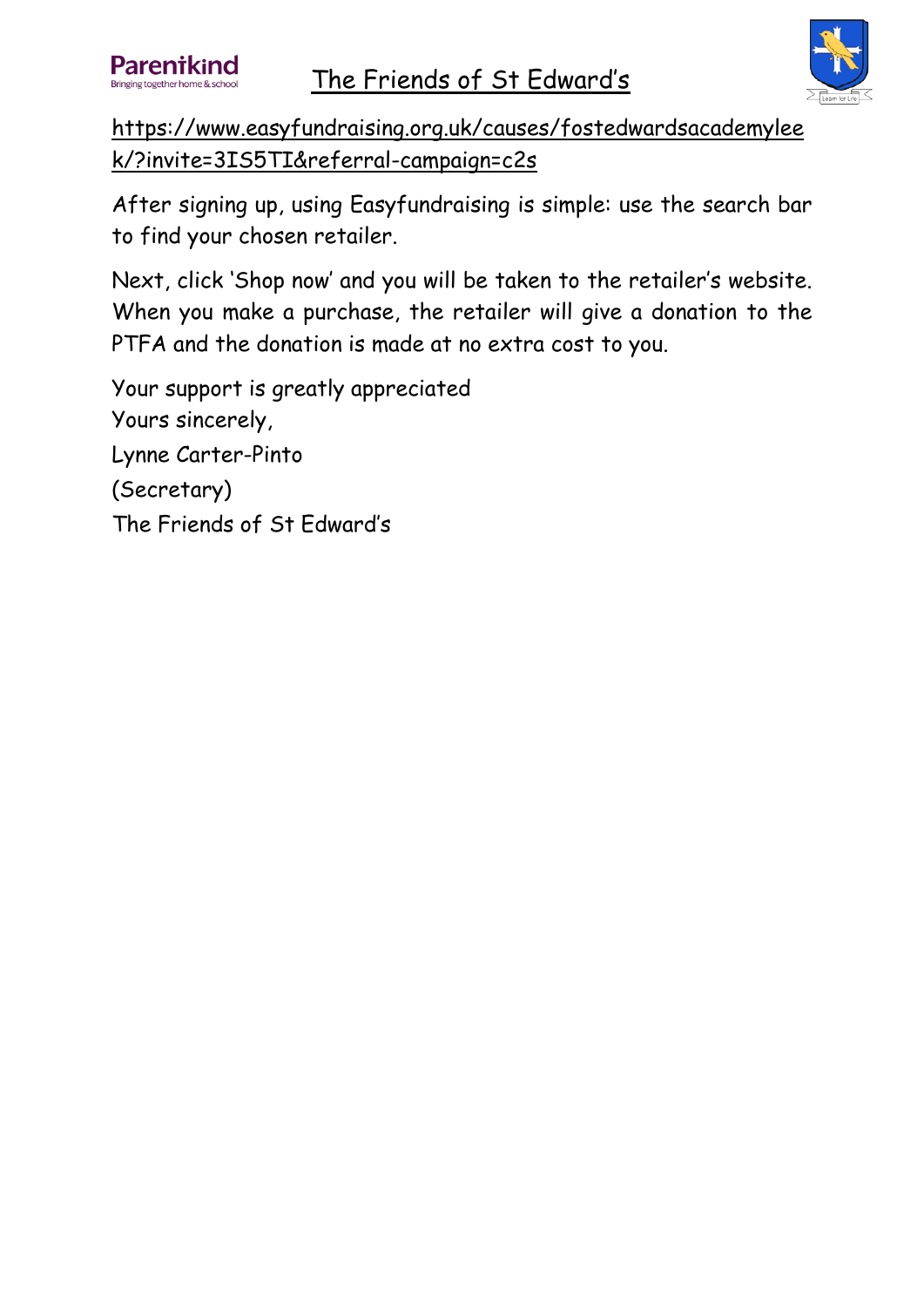# The Friends of St Edward's

https://www.easyfundraising.org.uk/causes/fostedwardsacademyleek/?invite=3IS5TI&referral-campaign=c2s

After signing up, using Easyfundraising is simple: use the search bar to find your chosen retailer.

Next, click 'Shop now' and you will be taken to the retailer's website. When you make a purchase, the retailer will give a donation to the PTFA and the donation is made at no extra cost to you.

Your support is greatly appreciated

Yours sincerely,

Lynne Carter-Pinto

(Secretary)

The Friends of St Edward's